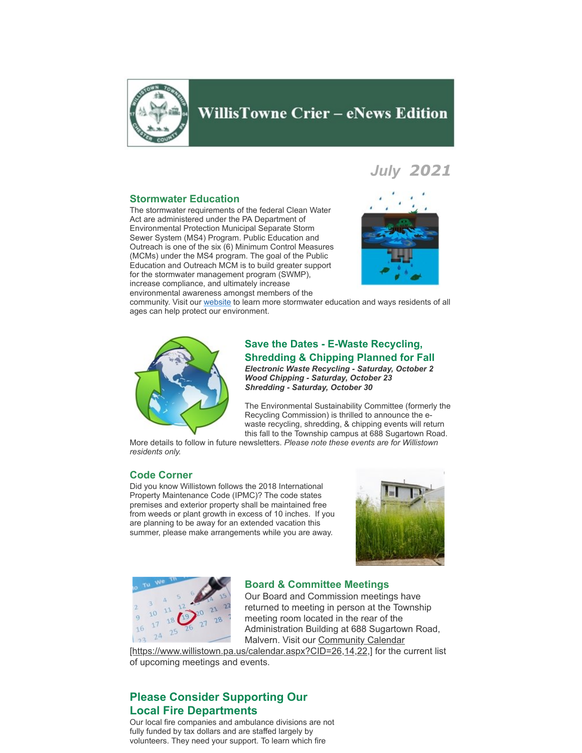# WillisTowne Crier – eNews Edition

*July 2021*

## Stormwater Education

The stormwater requirements of the federal Clean Water Act are administered under the PA Department of Environmental Protection Municipal Separate Storm Sewer System (MS4) Program. Public Education and Outreach is one of the six (6) Minimum Control Measures (MCMs) under the MS4 program. The goal of the Public Education and Outreach MCM is to build greater support for the stormwater management program (SWMP), increase compliance, and ultimately increase environmental awareness amongst members of the community. Visit our website to learn more stormwater education and ways residents of all ages can help protect our environment.

## Save the Dates - E-Waste Recycling, Shredding & Chipping Planned for Fall

***Electronic Waste Recycling - Saturday, October 2***
***Wood Chipping - Saturday, October 23***
***Shredding - Saturday, October 30***

The Environmental Sustainability Committee (formerly the Recycling Commission) is thrilled to announce the e-waste recycling, shredding, & chipping events will return this fall to the Township campus at 688 Sugartown Road. More details to follow in future newsletters. *Please note these events are for Willistown residents only.*

## Code Corner

Did you know Willistown follows the 2018 International Property Maintenance Code (IPMC)? The code states premises and exterior property shall be maintained free from weeds or plant growth in excess of 10 inches. If you are planning to be away for an extended vacation this summer, please make arrangements while you are away.

## Board & Committee Meetings

Our Board and Commission meetings have returned to meeting in person at the Township meeting room located in the rear of the Administration Building at 688 Sugartown Road, Malvern. Visit our Community Calendar [https://www.willistown.pa.us/calendar.aspx?CID=26,14,22,] for the current list of upcoming meetings and events.

## Please Consider Supporting Our Local Fire Departments

Our local fire companies and ambulance divisions are not fully funded by tax dollars and are staffed largely by volunteers. They need your support. To learn which fire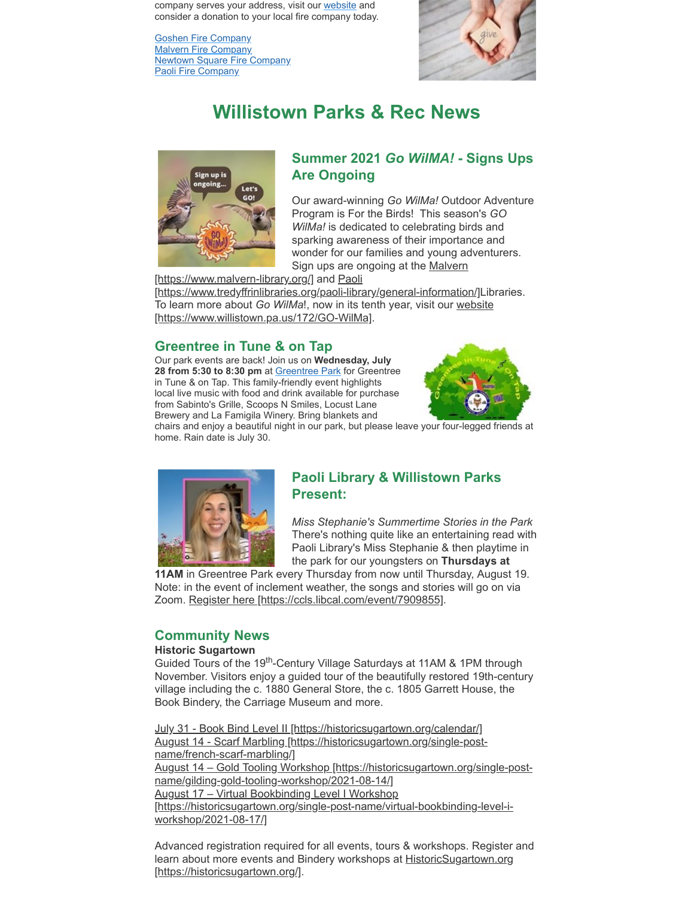company serves your address, visit our website and consider a donation to your local fire company today.

Goshen Fire Company
Malvern Fire Company
Newtown Square Fire Company
Paoli Fire Company

# Willistown Parks & Rec News

## Summer 2021 *Go WilMA!* - Signs Ups Are Ongoing

Our award-winning *Go WilMa!* Outdoor Adventure Program is For the Birds! This season's *GO WilMa!* is dedicated to celebrating birds and sparking awareness of their importance and wonder for our families and young adventurers. Sign ups are ongoing at the Malvern [https://www.malvern-library.org/] and Paoli [https://www.tredyffrinlibraries.org/paoli-library/general-information/]Libraries. To learn more about *Go WilMa*!, now in its tenth year, visit our website [https://www.willistown.pa.us/172/GO-WilMa].

## Greentree in Tune & on Tap

Our park events are back! Join us on **Wednesday, July 28 from 5:30 to 8:30 pm** at Greentree Park for Greentree in Tune & on Tap. This family-friendly event highlights local live music with food and drink available for purchase from Sabinto's Grille, Scoops N Smiles, Locust Lane Brewery and La Famigila Winery. Bring blankets and chairs and enjoy a beautiful night in our park, but please leave your four-legged friends at home. Rain date is July 30.

## Paoli Library & Willistown Parks Present:

*Miss Stephanie's Summertime Stories in the Park*
There's nothing quite like an entertaining read with Paoli Library's Miss Stephanie & then playtime in the park for our youngsters on **Thursdays at 11AM** in Greentree Park every Thursday from now until Thursday, August 19. Note: in the event of inclement weather, the songs and stories will go on via Zoom. Register here [https://ccls.libcal.com/event/7909855].

## Community News

**Historic Sugartown**
Guided Tours of the 19th-Century Village Saturdays at 11AM & 1PM through November. Visitors enjoy a guided tour of the beautifully restored 19th-century village including the c. 1880 General Store, the c. 1805 Garrett House, the Book Bindery, the Carriage Museum and more.

July 31 - Book Bind Level II [https://historicsugartown.org/calendar/]
August 14 - Scarf Marbling [https://historicsugartown.org/single-post-name/french-scarf-marbling/]
August 14 – Gold Tooling Workshop [https://historicsugartown.org/single-post-name/gilding-gold-tooling-workshop/2021-08-14/]
August 17 – Virtual Bookbinding Level I Workshop [https://historicsugartown.org/single-post-name/virtual-bookbinding-level-i-workshop/2021-08-17/]

Advanced registration required for all events, tours & workshops. Register and learn about more events and Bindery workshops at HistoricSugartown.org [https://historicsugartown.org/].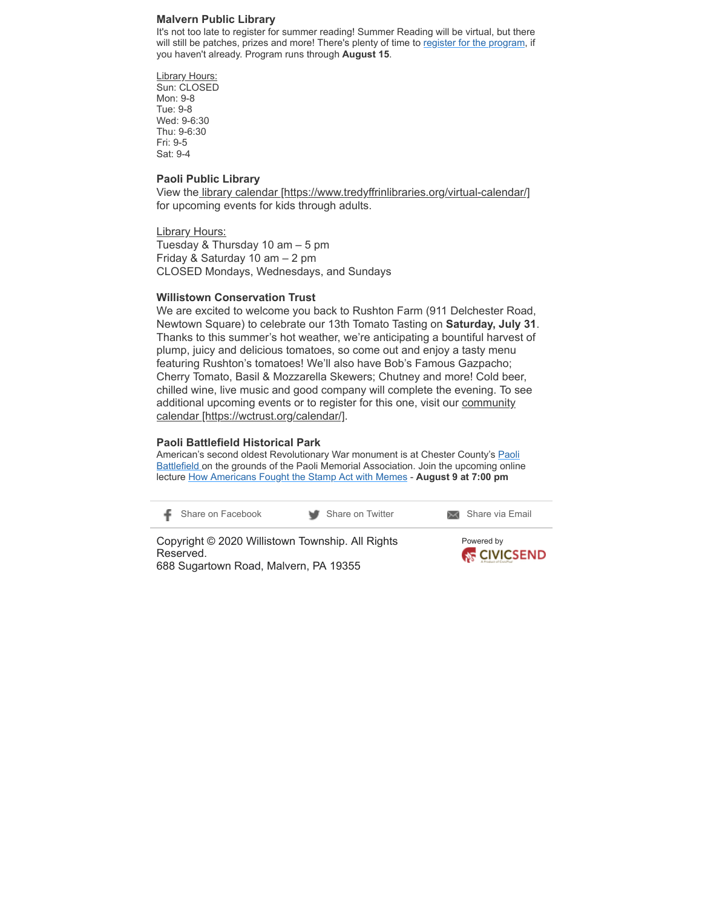### Malvern Public Library

It's not too late to register for summer reading! Summer Reading will be virtual, but there will still be patches, prizes and more! There's plenty of time to register for the program, if you haven't already. Program runs through **August 15**.

Library Hours:
Sun: CLOSED
Mon: 9-8
Tue: 9-8
Wed: 9-6:30
Thu: 9-6:30
Fri: 9-5
Sat: 9-4

### Paoli Public Library

View the library calendar [https://www.tredyffrinlibraries.org/virtual-calendar/] for upcoming events for kids through adults.

Library Hours:
Tuesday & Thursday 10 am – 5 pm
Friday & Saturday 10 am – 2 pm
CLOSED Mondays, Wednesdays, and Sundays

### Willistown Conservation Trust

We are excited to welcome you back to Rushton Farm (911 Delchester Road, Newtown Square) to celebrate our 13th Tomato Tasting on **Saturday, July 31**. Thanks to this summer's hot weather, we're anticipating a bountiful harvest of plump, juicy and delicious tomatoes, so come out and enjoy a tasty menu featuring Rushton's tomatoes! We'll also have Bob's Famous Gazpacho; Cherry Tomato, Basil & Mozzarella Skewers; Chutney and more! Cold beer, chilled wine, live music and good company will complete the evening. To see additional upcoming events or to register for this one, visit our community calendar [https://wctrust.org/calendar/].

### Paoli Battlefield Historical Park

American's second oldest Revolutionary War monument is at Chester County's Paoli Battlefield on the grounds of the Paoli Memorial Association. Join the upcoming online lecture How Americans Fought the Stamp Act with Memes - **August 9 at 7:00 pm**

Share on Facebook | Share on Twitter | Share via Email

Copyright © 2020 Willistown Township. All Rights Reserved.
688 Sugartown Road, Malvern, PA 19355

Powered by CIVICSEND